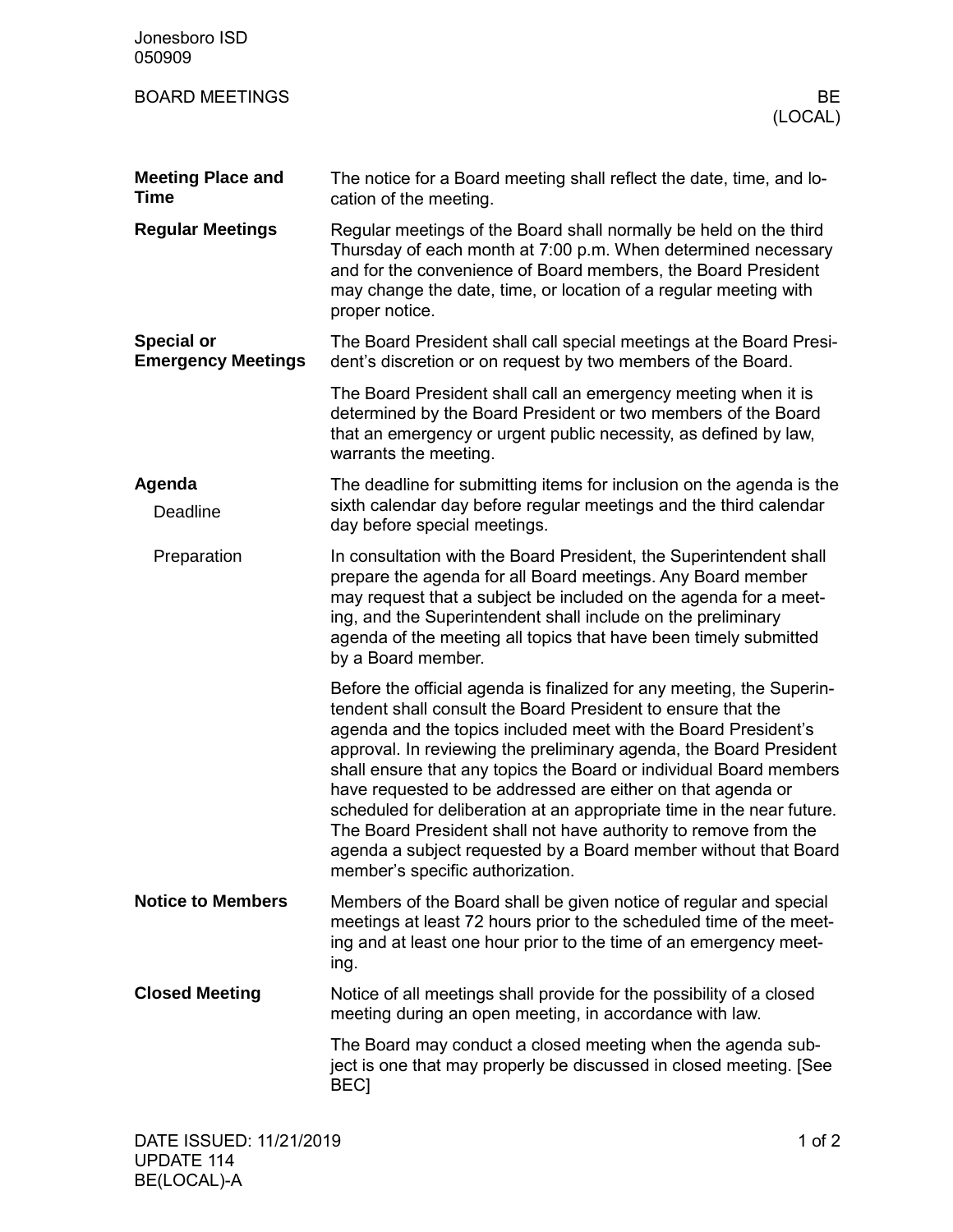Jonesboro ISD
050909

# BOARD MEETINGS — BE (LOCAL)

## Meeting Place and Time

The notice for a Board meeting shall reflect the date, time, and location of the meeting.

## Regular Meetings

Regular meetings of the Board shall normally be held on the third Thursday of each month at 7:00 p.m. When determined necessary and for the convenience of Board members, the Board President may change the date, time, or location of a regular meeting with proper notice.

## Special or Emergency Meetings

The Board President shall call special meetings at the Board President's discretion or on request by two members of the Board.

The Board President shall call an emergency meeting when it is determined by the Board President or two members of the Board that an emergency or urgent public necessity, as defined by law, warrants the meeting.

## Agenda

### Deadline

The deadline for submitting items for inclusion on the agenda is the sixth calendar day before regular meetings and the third calendar day before special meetings.

### Preparation

In consultation with the Board President, the Superintendent shall prepare the agenda for all Board meetings. Any Board member may request that a subject be included on the agenda for a meeting, and the Superintendent shall include on the preliminary agenda of the meeting all topics that have been timely submitted by a Board member.

Before the official agenda is finalized for any meeting, the Superintendent shall consult the Board President to ensure that the agenda and the topics included meet with the Board President's approval. In reviewing the preliminary agenda, the Board President shall ensure that any topics the Board or individual Board members have requested to be addressed are either on that agenda or scheduled for deliberation at an appropriate time in the near future. The Board President shall not have authority to remove from the agenda a subject requested by a Board member without that Board member's specific authorization.

## Notice to Members

Members of the Board shall be given notice of regular and special meetings at least 72 hours prior to the scheduled time of the meeting and at least one hour prior to the time of an emergency meeting.

## Closed Meeting

Notice of all meetings shall provide for the possibility of a closed meeting during an open meeting, in accordance with law.

The Board may conduct a closed meeting when the agenda subject is one that may properly be discussed in closed meeting. [See BEC]

DATE ISSUED: 11/21/2019
UPDATE 114
BE(LOCAL)-A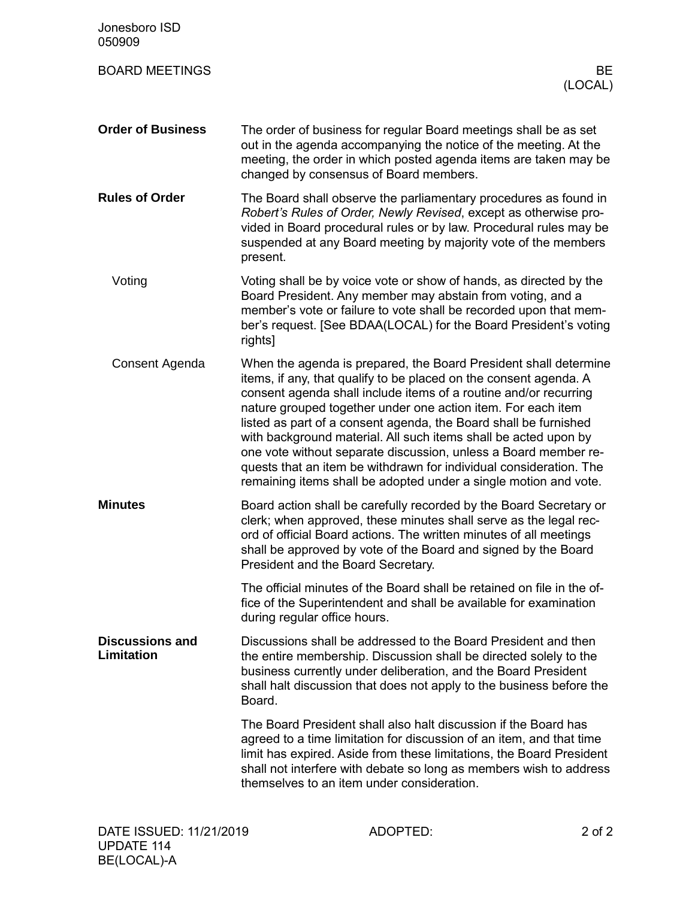## Order of Business

The order of business for regular Board meetings shall be as set out in the agenda accompanying the notice of the meeting. At the meeting, the order in which posted agenda items are taken may be changed by consensus of Board members.

## Rules of Order

The Board shall observe the parliamentary procedures as found in *Robert's Rules of Order, Newly Revised*, except as otherwise provided in Board procedural rules or by law. Procedural rules may be suspended at any Board meeting by majority vote of the members present.

### Voting

Voting shall be by voice vote or show of hands, as directed by the Board President. Any member may abstain from voting, and a member's vote or failure to vote shall be recorded upon that member's request. [See BDAA(LOCAL) for the Board President's voting rights]

### Consent Agenda

When the agenda is prepared, the Board President shall determine items, if any, that qualify to be placed on the consent agenda. A consent agenda shall include items of a routine and/or recurring nature grouped together under one action item. For each item listed as part of a consent agenda, the Board shall be furnished with background material. All such items shall be acted upon by one vote without separate discussion, unless a Board member requests that an item be withdrawn for individual consideration. The remaining items shall be adopted under a single motion and vote.

## Minutes

Board action shall be carefully recorded by the Board Secretary or clerk; when approved, these minutes shall serve as the legal record of official Board actions. The written minutes of all meetings shall be approved by vote of the Board and signed by the Board President and the Board Secretary.

The official minutes of the Board shall be retained on file in the office of the Superintendent and shall be available for examination during regular office hours.

## Discussions and Limitation

Discussions shall be addressed to the Board President and then the entire membership. Discussion shall be directed solely to the business currently under deliberation, and the Board President shall halt discussion that does not apply to the business before the Board.

The Board President shall also halt discussion if the Board has agreed to a time limitation for discussion of an item, and that time limit has expired. Aside from these limitations, the Board President shall not interfere with debate so long as members wish to address themselves to an item under consideration.